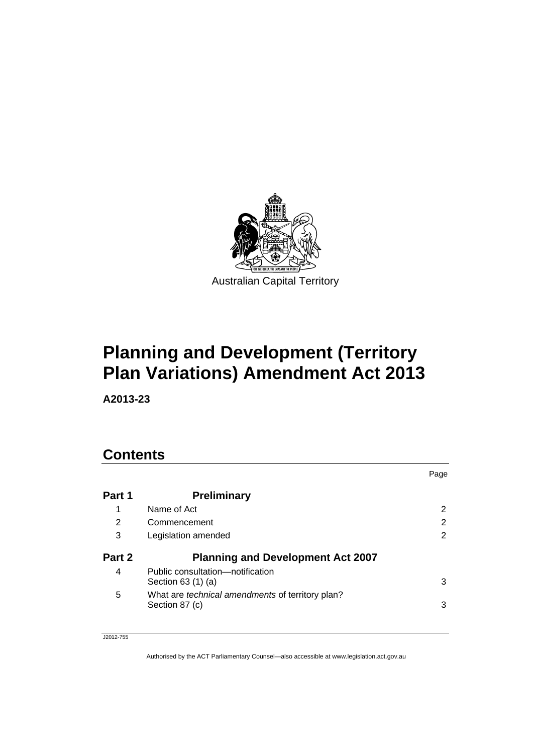Australian Capital Territory

# Planning and Development (Territory Plan Variations) Amendment Act 2013

**A2013-23**

## Contents

| | | Page |
|---|---|---|
| **Part 1** | **Preliminary** | |
| 1 | Name of Act | 2 |
| 2 | Commencement | 2 |
| 3 | Legislation amended | 2 |
| **Part 2** | **Planning and Development Act 2007** | |
| 4 | Public consultation—notification Section 63 (1) (a) | 3 |
| 5 | What are *technical amendments* of territory plan? Section 87 (c) | 3 |

J2012-755

Authorised by the ACT Parliamentary Counsel—also accessible at www.legislation.act.gov.au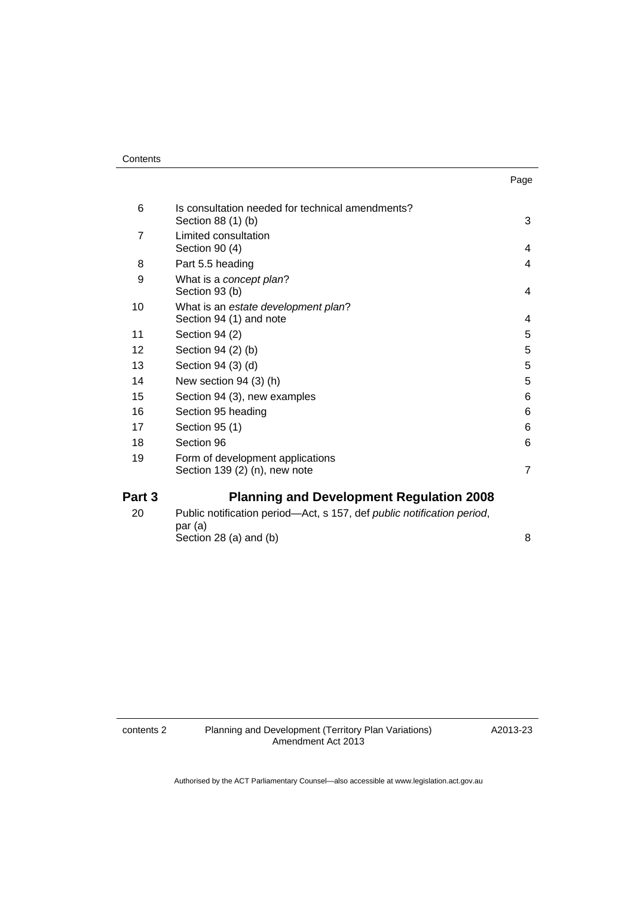| | | Page |
|---|---|---|
| 6 | Is consultation needed for technical amendments?<br>Section 88 (1) (b) | 3 |
| 7 | Limited consultation<br>Section 90 (4) | 4 |
| 8 | Part 5.5 heading | 4 |
| 9 | What is a *concept plan*?<br>Section 93 (b) | 4 |
| 10 | What is an *estate development plan*?<br>Section 94 (1) and note | 4 |
| 11 | Section 94 (2) | 5 |
| 12 | Section 94 (2) (b) | 5 |
| 13 | Section 94 (3) (d) | 5 |
| 14 | New section 94 (3) (h) | 5 |
| 15 | Section 94 (3), new examples | 6 |
| 16 | Section 95 heading | 6 |
| 17 | Section 95 (1) | 6 |
| 18 | Section 96 | 6 |
| 19 | Form of development applications<br>Section 139 (2) (n), new note | 7 |
| **Part 3** | **Planning and Development Regulation 2008** | |
| 20 | Public notification period—Act, s 157, def *public notification period*, par (a)<br>Section 28 (a) and (b) | 8 |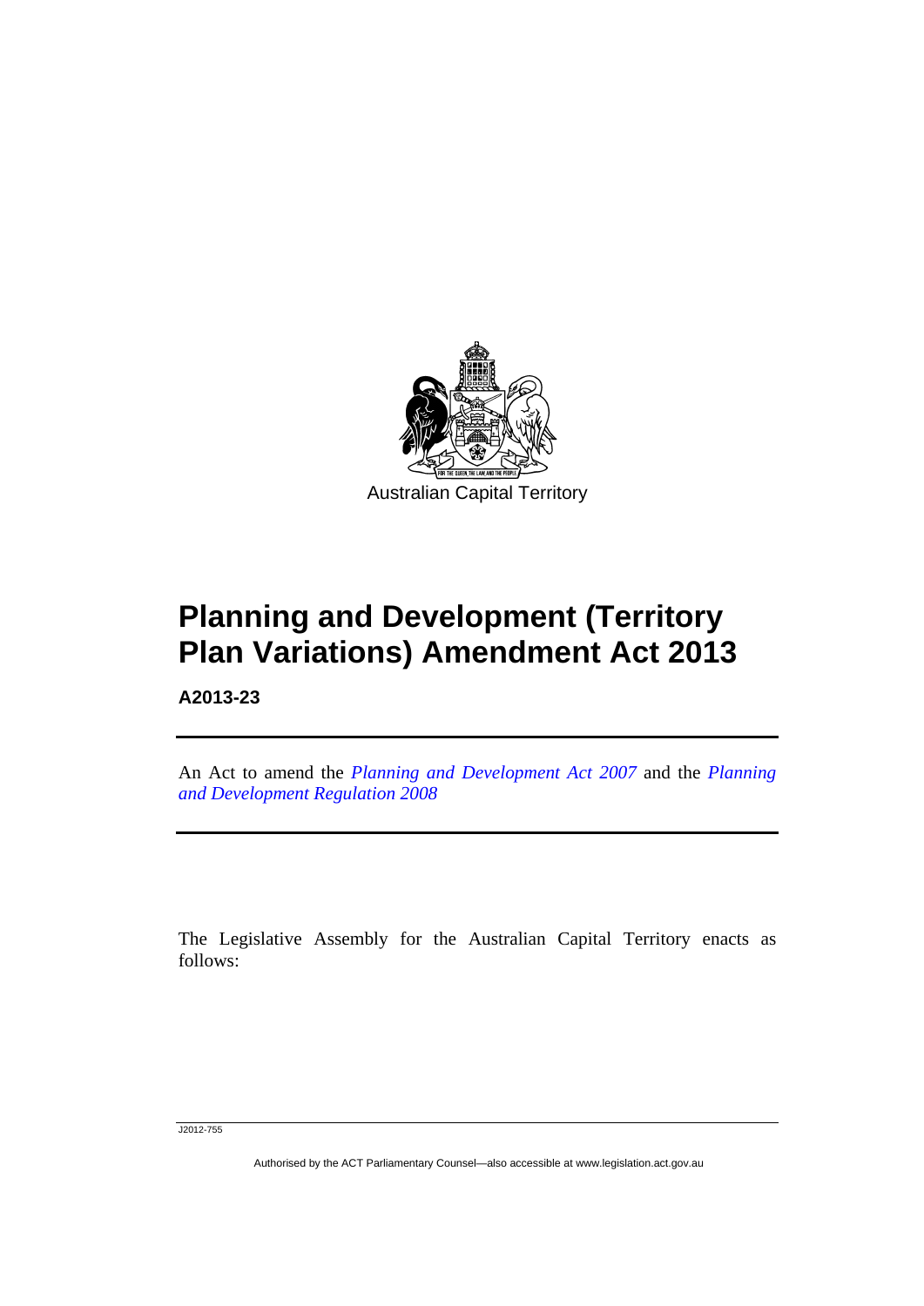Australian Capital Territory

# Planning and Development (Territory Plan Variations) Amendment Act 2013

**A2013-23**

An Act to amend the *Planning and Development Act 2007* and the *Planning and Development Regulation 2008*

The Legislative Assembly for the Australian Capital Territory enacts as follows:

J2012-755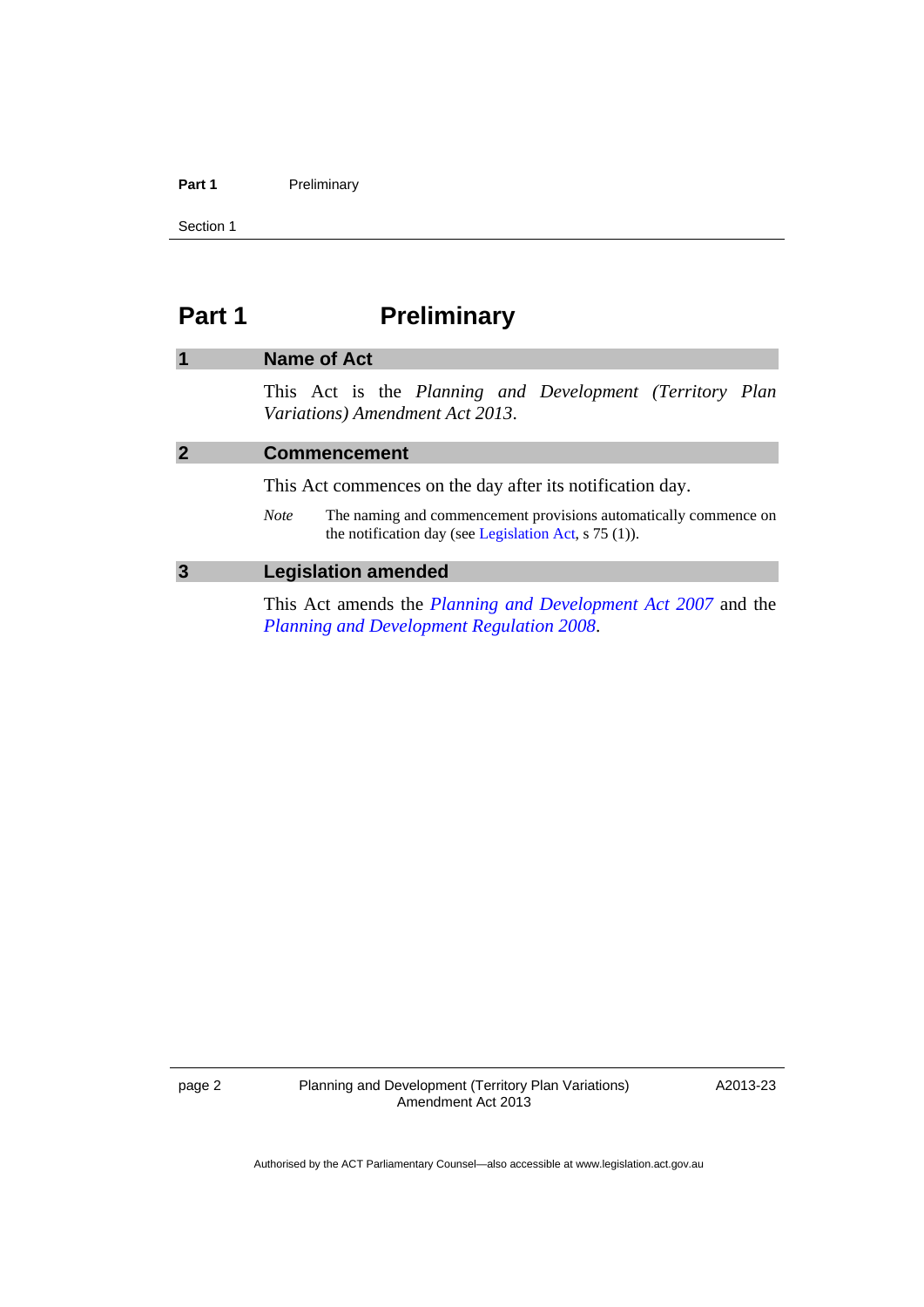# Part 1 Preliminary

## 1 Name of Act

This Act is the *Planning and Development (Territory Plan Variations) Amendment Act 2013*.

## 2 Commencement

This Act commences on the day after its notification day.

*Note* The naming and commencement provisions automatically commence on the notification day (see Legislation Act, s 75 (1)).

## 3 Legislation amended

This Act amends the *Planning and Development Act 2007* and the *Planning and Development Regulation 2008*.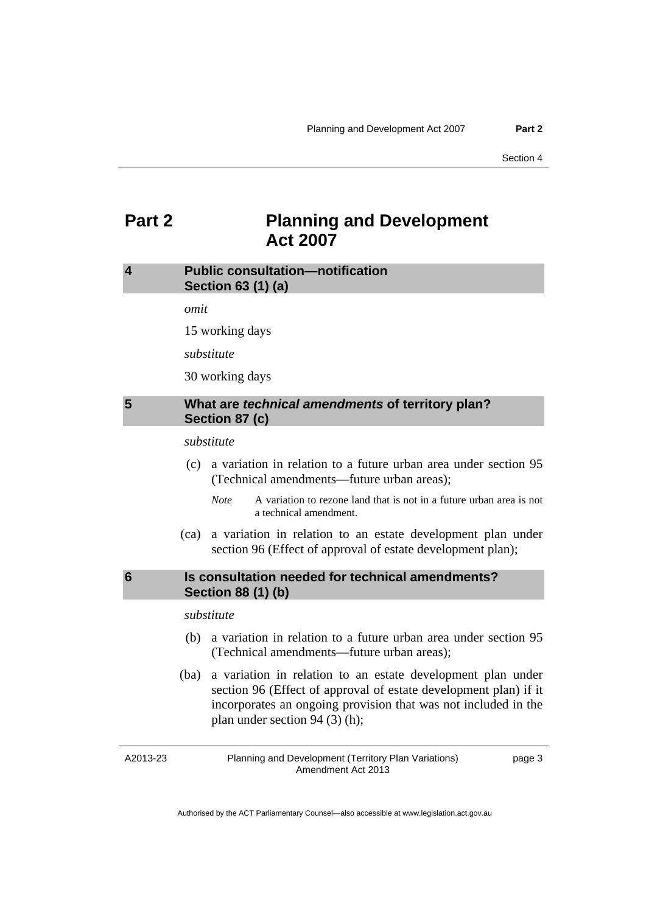# Part 2 Planning and Development Act 2007

## 4 Public consultation—notification Section 63 (1) (a)

*omit*

15 working days

*substitute*

30 working days

## 5 What are *technical amendments* of territory plan? Section 87 (c)

*substitute*

(c) a variation in relation to a future urban area under section 95 (Technical amendments—future urban areas);

*Note* A variation to rezone land that is not in a future urban area is not a technical amendment.

(ca) a variation in relation to an estate development plan under section 96 (Effect of approval of estate development plan);

## 6 Is consultation needed for technical amendments? Section 88 (1) (b)

*substitute*

(b) a variation in relation to a future urban area under section 95 (Technical amendments—future urban areas);

(ba) a variation in relation to an estate development plan under section 96 (Effect of approval of estate development plan) if it incorporates an ongoing provision that was not included in the plan under section 94 (3) (h);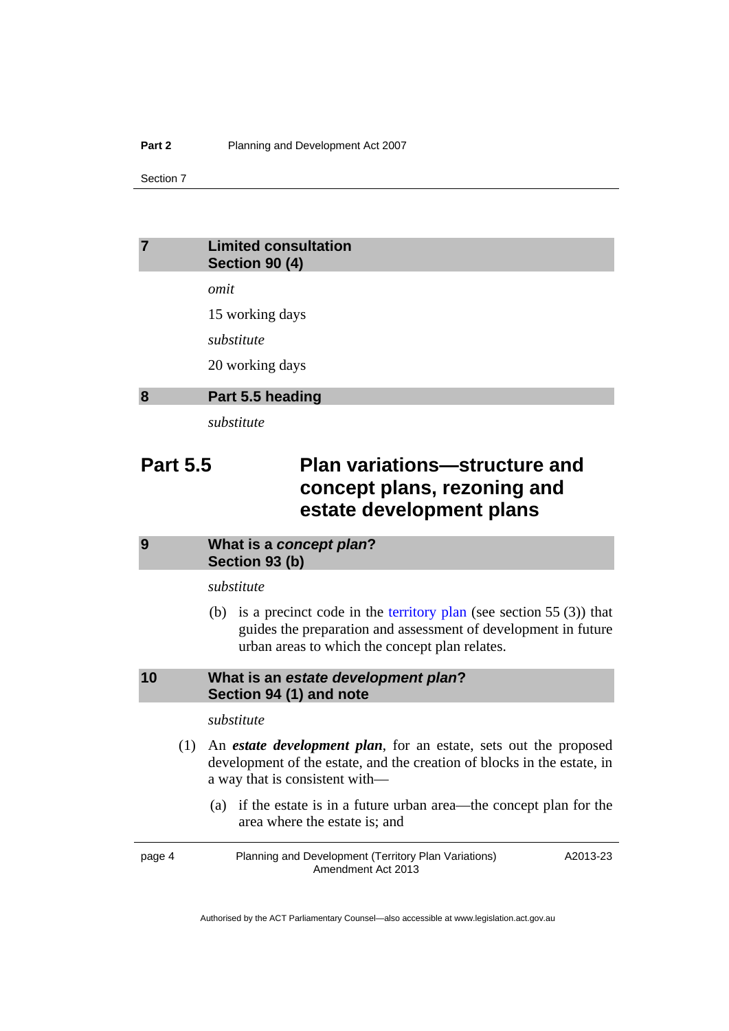## 7 Limited consultation
## Section 90 (4)

*omit*

15 working days

*substitute*

20 working days

## 8 Part 5.5 heading

*substitute*

# Part 5.5 Plan variations—structure and concept plans, rezoning and estate development plans

## 9 What is a *concept plan*?
## Section 93 (b)

*substitute*

(b) is a precinct code in the territory plan (see section 55 (3)) that guides the preparation and assessment of development in future urban areas to which the concept plan relates.

## 10 What is an *estate development plan*?
## Section 94 (1) and note

*substitute*

(1) An ***estate development plan***, for an estate, sets out the proposed development of the estate, and the creation of blocks in the estate, in a way that is consistent with—

(a) if the estate is in a future urban area—the concept plan for the area where the estate is; and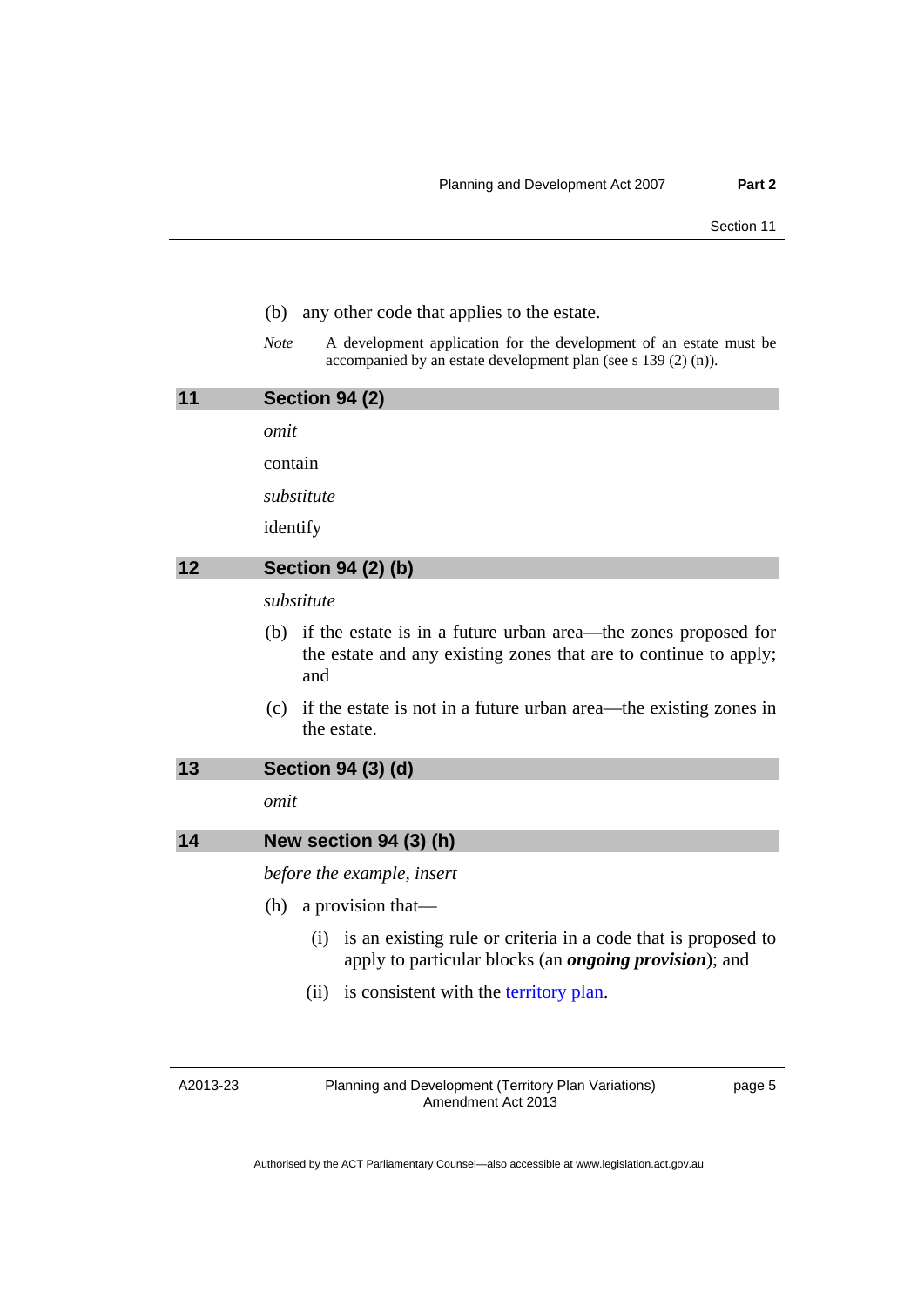(b) any other code that applies to the estate.

*Note* A development application for the development of an estate must be accompanied by an estate development plan (see s 139 (2) (n)).

## 11 Section 94 (2)

*omit*

contain

*substitute*

identify

## 12 Section 94 (2) (b)

*substitute*

(b) if the estate is in a future urban area—the zones proposed for the estate and any existing zones that are to continue to apply; and

(c) if the estate is not in a future urban area—the existing zones in the estate.

## 13 Section 94 (3) (d)

*omit*

## 14 New section 94 (3) (h)

*before the example, insert*

(h) a provision that—

(i) is an existing rule or criteria in a code that is proposed to apply to particular blocks (an ***ongoing provision***); and

(ii) is consistent with the territory plan.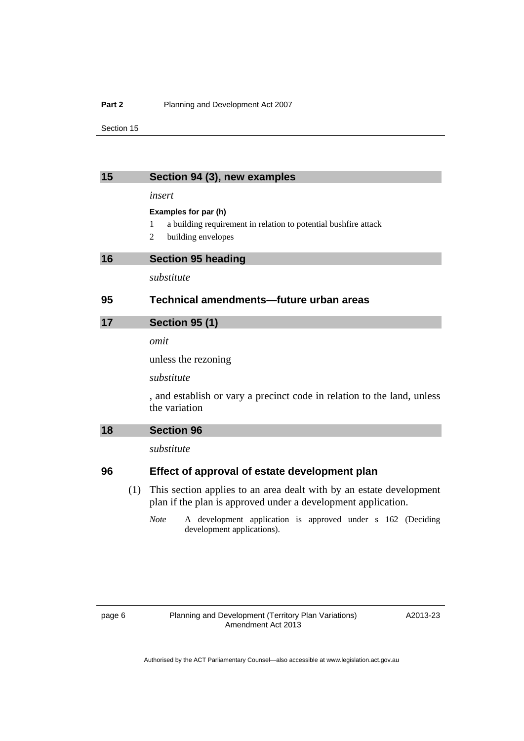## 15 Section 94 (3), new examples

*insert*

**Examples for par (h)**

1. a building requirement in relation to potential bushfire attack
2. building envelopes

## 16 Section 95 heading

*substitute*

### 95 Technical amendments—future urban areas

## 17 Section 95 (1)

*omit*

unless the rezoning

*substitute*

, and establish or vary a precinct code in relation to the land, unless the variation

## 18 Section 96

*substitute*

### 96 Effect of approval of estate development plan

(1) This section applies to an area dealt with by an estate development plan if the plan is approved under a development application.

*Note* A development application is approved under s 162 (Deciding development applications).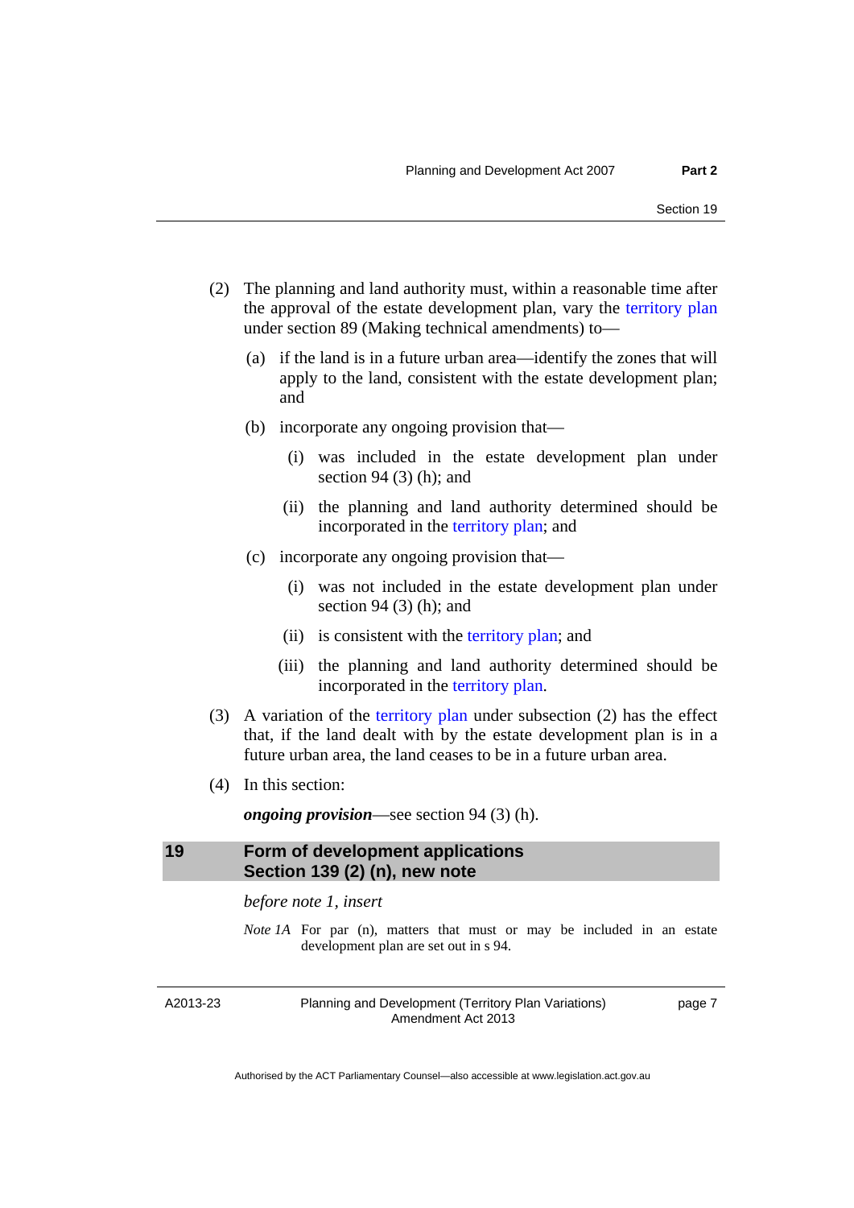(2) The planning and land authority must, within a reasonable time after the approval of the estate development plan, vary the territory plan under section 89 (Making technical amendments) to—

(a) if the land is in a future urban area—identify the zones that will apply to the land, consistent with the estate development plan; and

(b) incorporate any ongoing provision that—

(i) was included in the estate development plan under section 94 (3) (h); and

(ii) the planning and land authority determined should be incorporated in the territory plan; and

(c) incorporate any ongoing provision that—

(i) was not included in the estate development plan under section 94 (3) (h); and

(ii) is consistent with the territory plan; and

(iii) the planning and land authority determined should be incorporated in the territory plan.

(3) A variation of the territory plan under subsection (2) has the effect that, if the land dealt with by the estate development plan is in a future urban area, the land ceases to be in a future urban area.

(4) In this section:

***ongoing provision***—see section 94 (3) (h).

## 19 Form of development applications Section 139 (2) (n), new note

*before note 1, insert*

*Note 1A* For par (n), matters that must or may be included in an estate development plan are set out in s 94.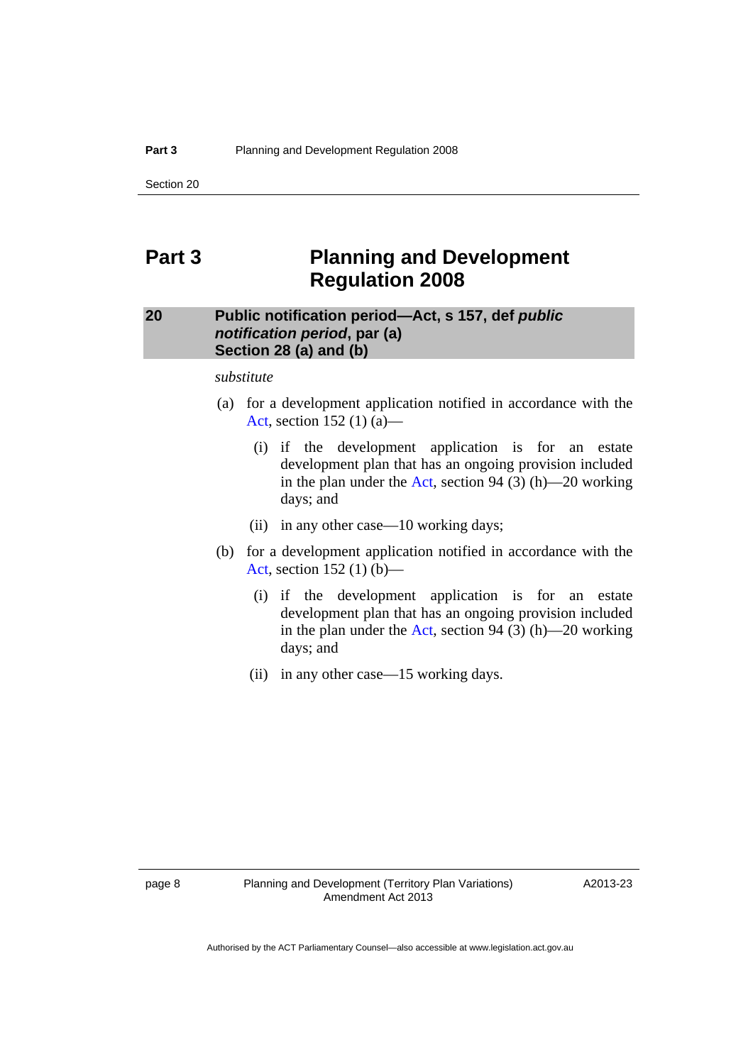# Part 3 Planning and Development Regulation 2008

## 20 Public notification period—Act, s 157, def *public notification period*, par (a) Section 28 (a) and (b)

*substitute*

(a) for a development application notified in accordance with the Act, section 152 (1) (a)—

(i) if the development application is for an estate development plan that has an ongoing provision included in the plan under the Act, section 94 (3) (h)—20 working days; and

(ii) in any other case—10 working days;

(b) for a development application notified in accordance with the Act, section 152 (1) (b)—

(i) if the development application is for an estate development plan that has an ongoing provision included in the plan under the Act, section 94 (3) (h)—20 working days; and

(ii) in any other case—15 working days.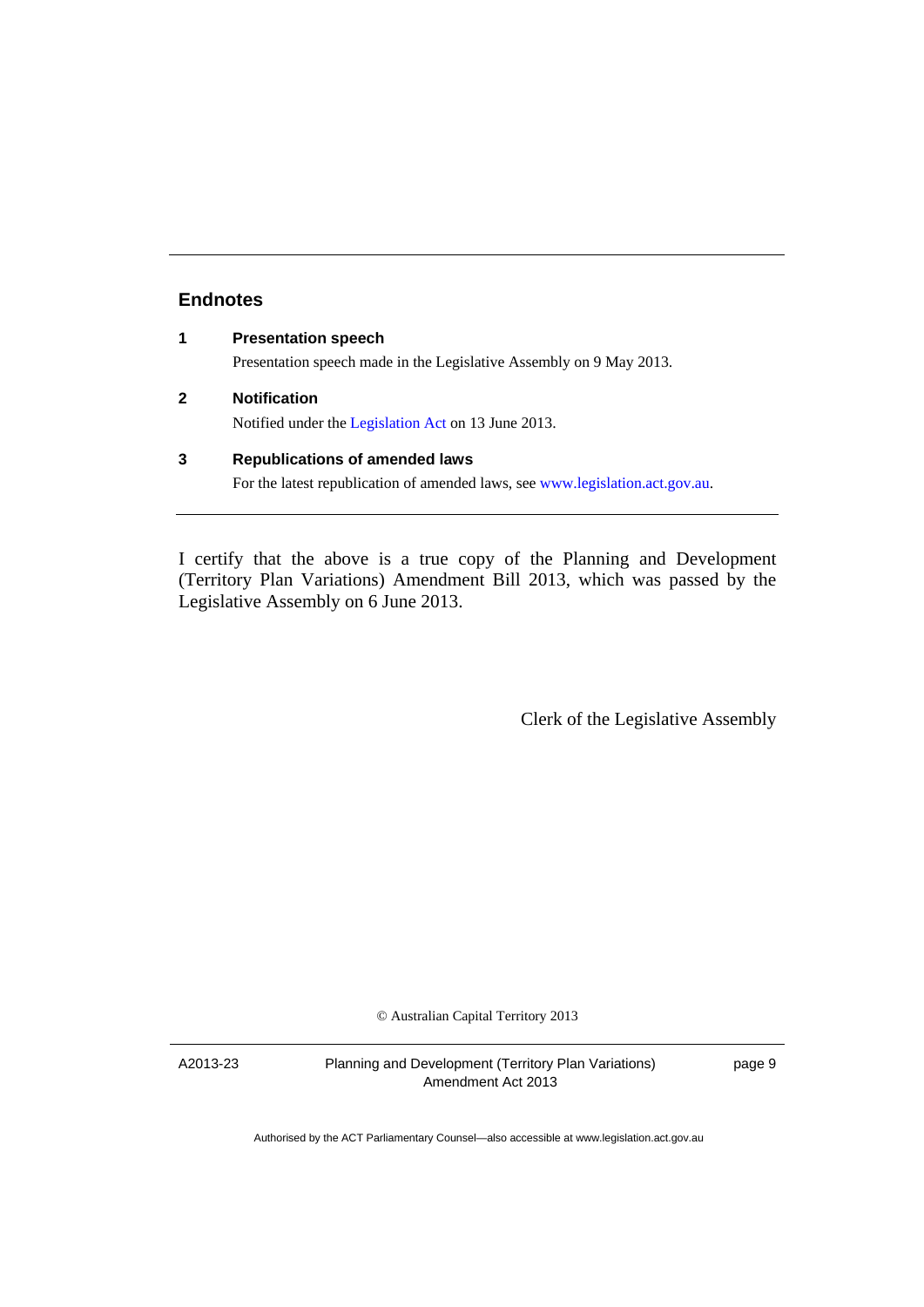## Endnotes

**1 Presentation speech**

Presentation speech made in the Legislative Assembly on 9 May 2013.

**2 Notification**

Notified under the Legislation Act on 13 June 2013.

**3 Republications of amended laws**

For the latest republication of amended laws, see www.legislation.act.gov.au.

---

I certify that the above is a true copy of the Planning and Development (Territory Plan Variations) Amendment Bill 2013, which was passed by the Legislative Assembly on 6 June 2013.

Clerk of the Legislative Assembly

© Australian Capital Territory 2013